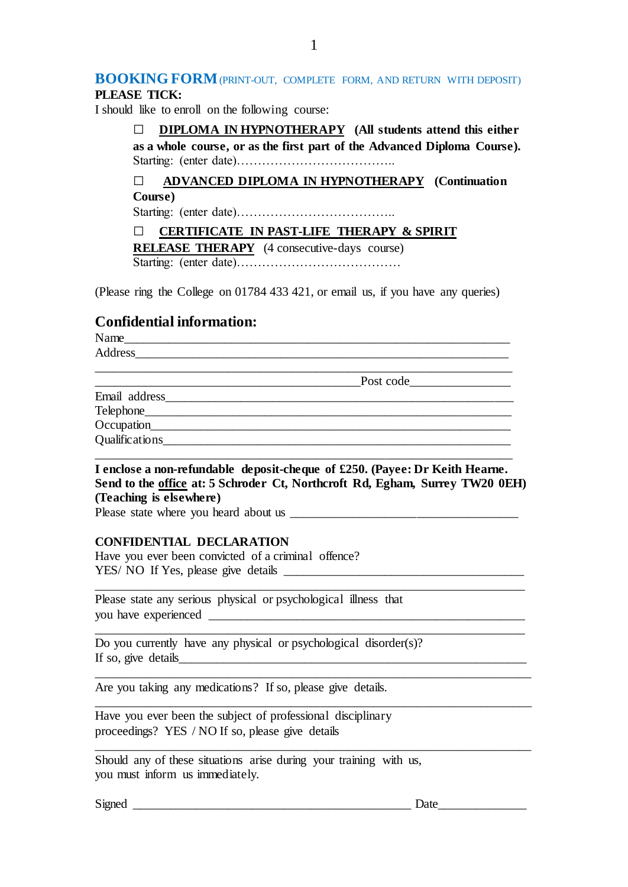## BOOKING FORM (PRINT-OUT, COMPLETE FORM, AND RETURN WITH DEPOSIT)

**PLEASE TICK:**

I should like to enroll on the following course:

☐ **DIPLOMA IN HYPNOTHERAPY** **(All students attend this either as a whole course, or as the first part of the Advanced Diploma Course).**
Starting: (enter date)………………………………..

☐ **ADVANCED DIPLOMA IN HYPNOTHERAPY** **(Continuation Course)**
Starting: (enter date)………………………………..

☐ **CERTIFICATE IN PAST-LIFE THERAPY & SPIRIT RELEASE THERAPY** (4 consecutive-days course)
Starting: (enter date)…………………………………

(Please ring the College on 01784 433 421, or email us, if you have any queries)

## Confidential information:

Name_______________________________________________________________

Address_____________________________________________________________

____________________________________________________________________

_________________________________________Post code_______________

Email address_________________________________________________________

Telephone____________________________________________________________

Occupation___________________________________________________________

Qualifications_________________________________________________________

____________________________________________________________________

**I enclose a non-refundable deposit-cheque of £250. (Payee: Dr Keith Hearne. Send to the office at: 5 Schroder Ct, Northcroft Rd, Egham, Surrey TW20 0EH) (Teaching is elsewhere)**

Please state where you heard about us ___________________________________

**CONFIDENTIAL DECLARATION**

Have you ever been convicted of a criminal offence?
YES/ NO If Yes, please give details _____________________________________

____________________________________________________________________

Please state any serious physical or psychological illness that you have experienced ________________________________________________

____________________________________________________________________

Do you currently have any physical or psychological disorder(s)?
If so, give details_____________________________________________________

____________________________________________________________________

Are you taking any medications? If so, please give details.

____________________________________________________________________

Have you ever been the subject of professional disciplinary proceedings? YES / NO If so, please give details

____________________________________________________________________

Should any of these situations arise during your training with us, you must inform us immediately.

Signed ___________________________________________ Date______________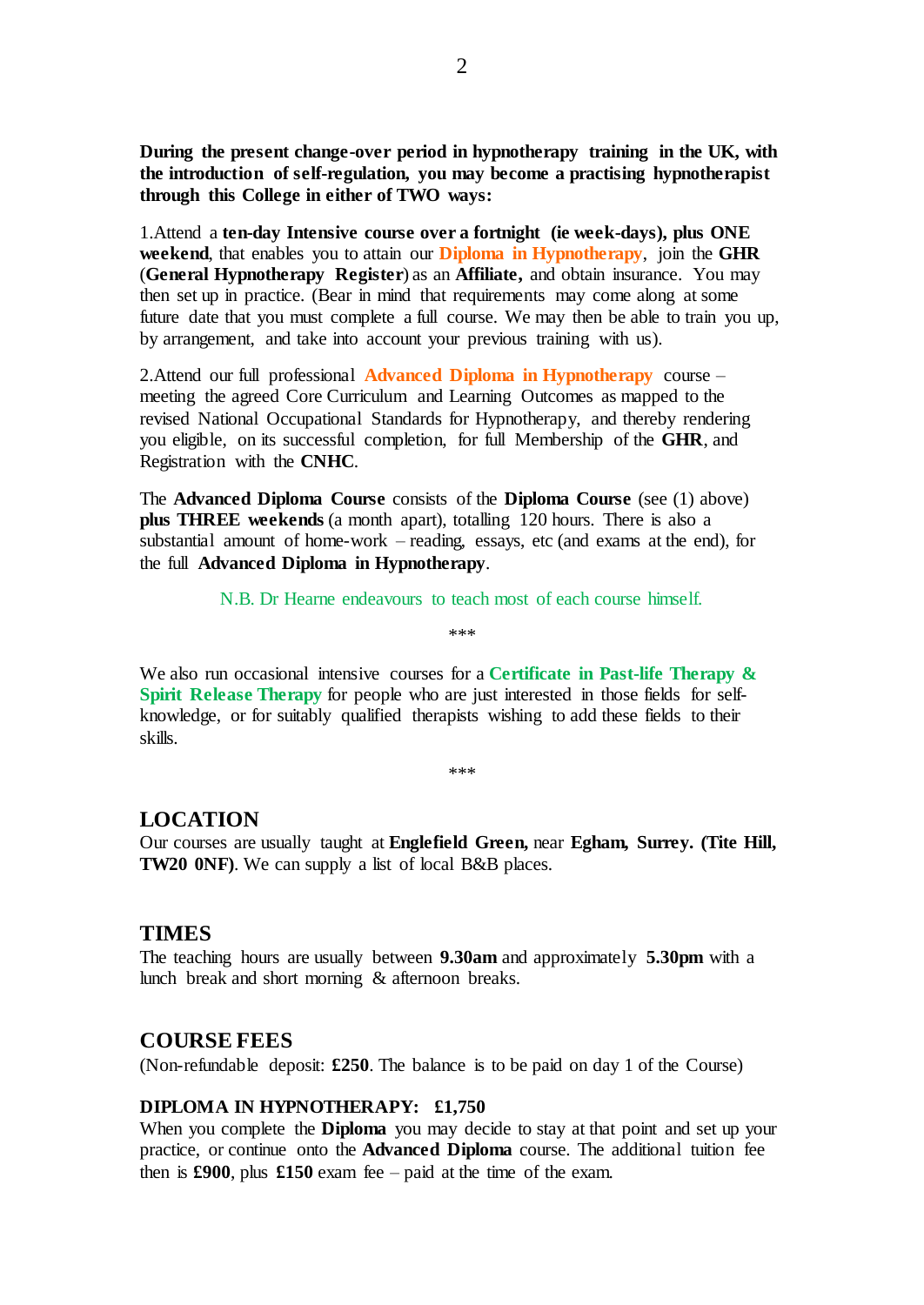**During the present change-over period in hypnotherapy training in the UK, with the introduction of self-regulation, you may become a practising hypnotherapist through this College in either of TWO ways:**

1.Attend a **ten-day Intensive course over a fortnight (ie week-days), plus ONE weekend**, that enables you to attain our **Diploma in Hypnotherapy**, join the **GHR** (**General Hypnotherapy Register**) as an **Affiliate,** and obtain insurance. You may then set up in practice. (Bear in mind that requirements may come along at some future date that you must complete a full course. We may then be able to train you up, by arrangement, and take into account your previous training with us).

2.Attend our full professional **Advanced Diploma in Hypnotherapy** course – meeting the agreed Core Curriculum and Learning Outcomes as mapped to the revised National Occupational Standards for Hypnotherapy, and thereby rendering you eligible, on its successful completion, for full Membership of the **GHR**, and Registration with the **CNHC**.

The **Advanced Diploma Course** consists of the **Diploma Course** (see (1) above) **plus THREE weekends** (a month apart), totalling 120 hours. There is also a substantial amount of home-work – reading, essays, etc (and exams at the end), for the full **Advanced Diploma in Hypnotherapy**.

N.B. Dr Hearne endeavours to teach most of each course himself.

\*\*\*

We also run occasional intensive courses for a **Certificate in Past-life Therapy & Spirit Release Therapy** for people who are just interested in those fields for self-knowledge, or for suitably qualified therapists wishing to add these fields to their skills.

\*\*\*

## LOCATION

Our courses are usually taught at **Englefield Green,** near **Egham, Surrey. (Tite Hill, TW20 0NF)**. We can supply a list of local B&B places.

## TIMES

The teaching hours are usually between **9.30am** and approximately **5.30pm** with a lunch break and short morning & afternoon breaks.

## COURSE FEES

(Non-refundable deposit: **£250**. The balance is to be paid on day 1 of the Course)

**DIPLOMA IN HYPNOTHERAPY: £1,750**

When you complete the **Diploma** you may decide to stay at that point and set up your practice, or continue onto the **Advanced Diploma** course. The additional tuition fee then is **£900**, plus **£150** exam fee – paid at the time of the exam.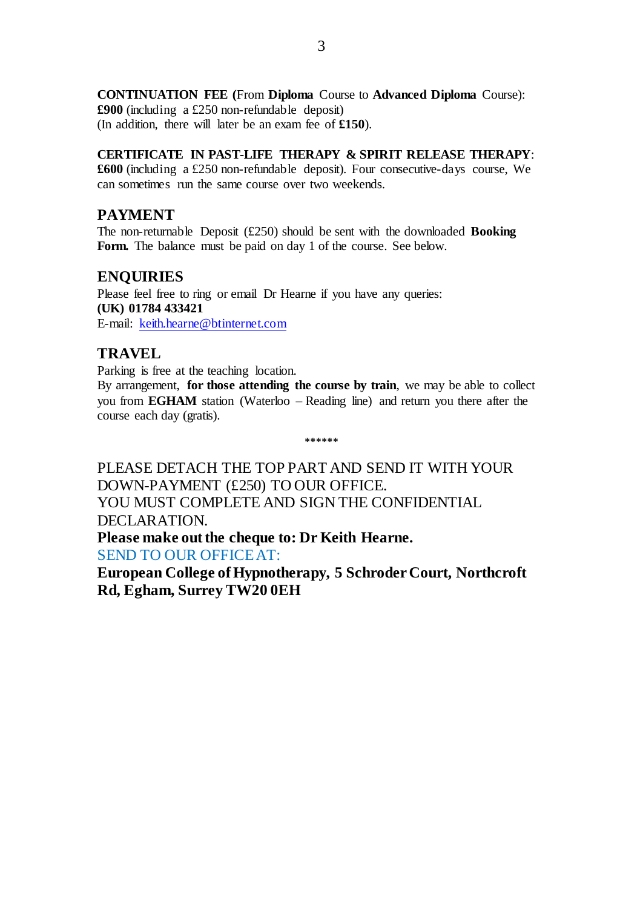**CONTINUATION FEE (**From **Diploma** Course to **Advanced Diploma** Course): **£900** (including a £250 non-refundable deposit)
(In addition, there will later be an exam fee of **£150**).

**CERTIFICATE IN PAST-LIFE THERAPY & SPIRIT RELEASE THERAPY**: **£600** (including a £250 non-refundable deposit). Four consecutive-days course, We can sometimes run the same course over two weekends.

## PAYMENT

The non-returnable Deposit (£250) should be sent with the downloaded **Booking Form.** The balance must be paid on day 1 of the course. See below.

## ENQUIRIES

Please feel free to ring or email Dr Hearne if you have any queries:
**(UK) 01784 433421**
E-mail: keith.hearne@btinternet.com

## TRAVEL

Parking is free at the teaching location.
By arrangement, **for those attending the course by train**, we may be able to collect you from **EGHAM** station (Waterloo – Reading line) and return you there after the course each day (gratis).

******

PLEASE DETACH THE TOP PART AND SEND IT WITH YOUR DOWN-PAYMENT (£250) TO OUR OFFICE.
YOU MUST COMPLETE AND SIGN THE CONFIDENTIAL DECLARATION.

**Please make out the cheque to: Dr Keith Hearne.**

SEND TO OUR OFFICE AT:

**European College of Hypnotherapy, 5 Schroder Court, Northcroft Rd, Egham, Surrey TW20 0EH**